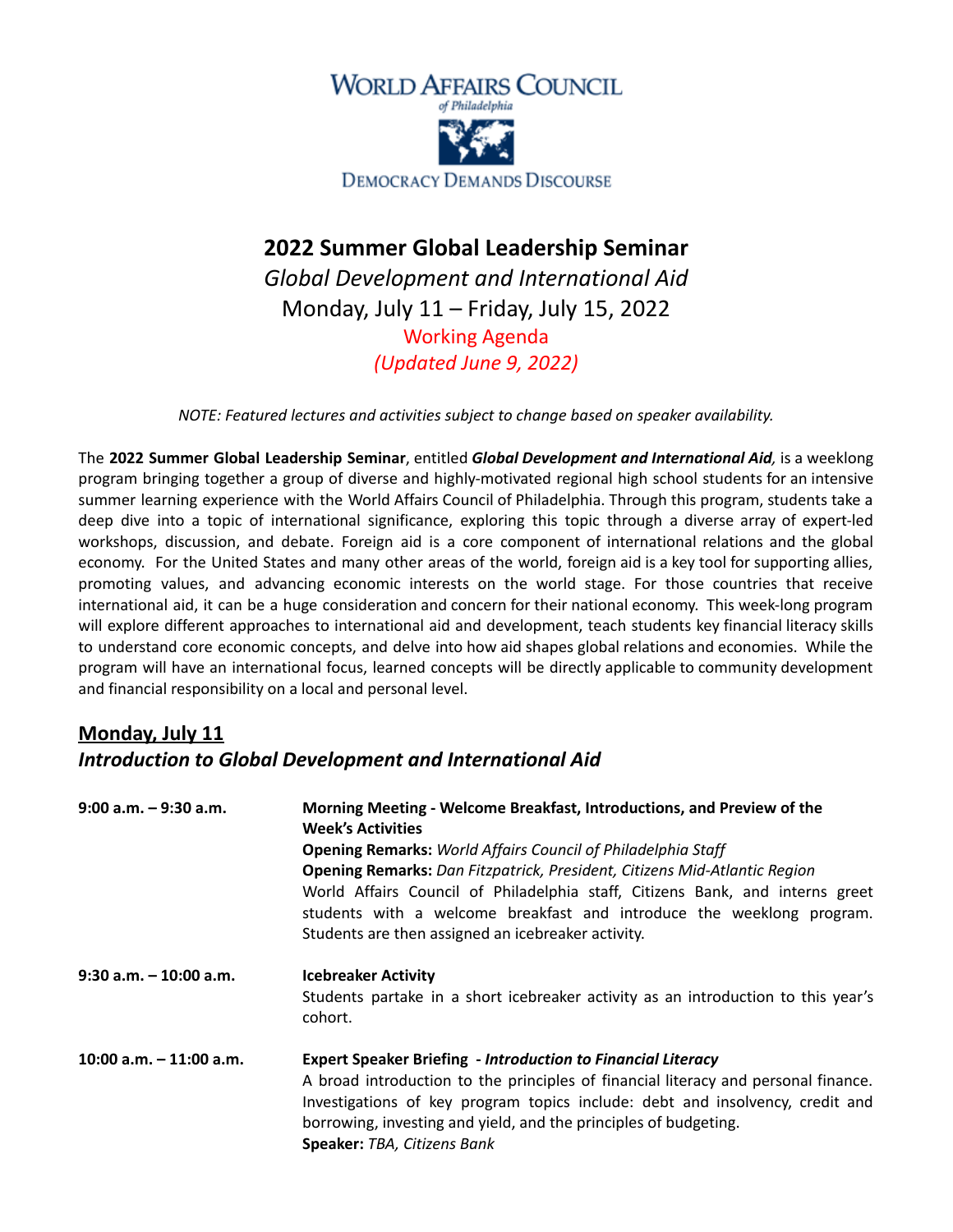WORLD AFFAIRS COUNCIL
*of Philadelphia*

DEMOCRACY DEMANDS DISCOURSE

# 2022 Summer Global Leadership Seminar

*Global Development and International Aid*

Monday, July 11 – Friday, July 15, 2022

Working Agenda

*(Updated June 9, 2022)*

*NOTE: Featured lectures and activities subject to change based on speaker availability.*

The **2022 Summer Global Leadership Seminar**, entitled ***Global Development and International Aid,*** is a weeklong program bringing together a group of diverse and highly-motivated regional high school students for an intensive summer learning experience with the World Affairs Council of Philadelphia. Through this program, students take a deep dive into a topic of international significance, exploring this topic through a diverse array of expert-led workshops, discussion, and debate. Foreign aid is a core component of international relations and the global economy. For the United States and many other areas of the world, foreign aid is a key tool for supporting allies, promoting values, and advancing economic interests on the world stage. For those countries that receive international aid, it can be a huge consideration and concern for their national economy. This week-long program will explore different approaches to international aid and development, teach students key financial literacy skills to understand core economic concepts, and delve into how aid shapes global relations and economies. While the program will have an international focus, learned concepts will be directly applicable to community development and financial responsibility on a local and personal level.

## Monday, July 11

### *Introduction to Global Development and International Aid*

**9:00 a.m. – 9:30 a.m.**

**Morning Meeting - Welcome Breakfast, Introductions, and Preview of the Week's Activities**

**Opening Remarks:** *World Affairs Council of Philadelphia Staff*

**Opening Remarks:** *Dan Fitzpatrick, President, Citizens Mid-Atlantic Region*

World Affairs Council of Philadelphia staff, Citizens Bank, and interns greet students with a welcome breakfast and introduce the weeklong program. Students are then assigned an icebreaker activity.

**9:30 a.m. – 10:00 a.m.**

**Icebreaker Activity**

Students partake in a short icebreaker activity as an introduction to this year's cohort.

**10:00 a.m. – 11:00 a.m.**

**Expert Speaker Briefing - *Introduction to Financial Literacy***

A broad introduction to the principles of financial literacy and personal finance. Investigations of key program topics include: debt and insolvency, credit and borrowing, investing and yield, and the principles of budgeting.

**Speaker:** *TBA, Citizens Bank*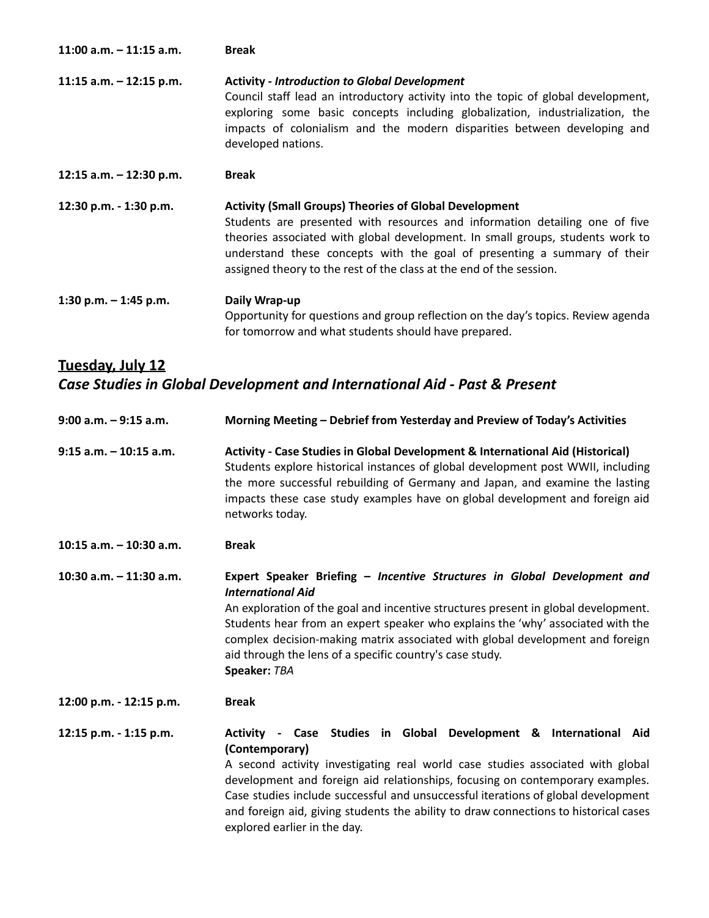**11:00 a.m. – 11:15 a.m.** **Break**

**11:15 a.m. – 12:15 p.m.** **Activity -** ***Introduction to Global Development***
Council staff lead an introductory activity into the topic of global development, exploring some basic concepts including globalization, industrialization, the impacts of colonialism and the modern disparities between developing and developed nations.

**12:15 a.m. – 12:30 p.m.** **Break**

**12:30 p.m. - 1:30 p.m.** **Activity (Small Groups) Theories of Global Development**
Students are presented with resources and information detailing one of five theories associated with global development. In small groups, students work to understand these concepts with the goal of presenting a summary of their assigned theory to the rest of the class at the end of the session.

**1:30 p.m. – 1:45 p.m.** **Daily Wrap-up**
Opportunity for questions and group reflection on the day's topics. Review agenda for tomorrow and what students should have prepared.

## Tuesday, July 12

### *Case Studies in Global Development and International Aid - Past & Present*

**9:00 a.m. – 9:15 a.m.** **Morning Meeting – Debrief from Yesterday and Preview of Today's Activities**

**9:15 a.m. – 10:15 a.m.** **Activity - Case Studies in Global Development & International Aid (Historical)**
Students explore historical instances of global development post WWII, including the more successful rebuilding of Germany and Japan, and examine the lasting impacts these case study examples have on global development and foreign aid networks today.

**10:15 a.m. – 10:30 a.m.** **Break**

**10:30 a.m. – 11:30 a.m.** **Expert Speaker Briefing –** ***Incentive Structures in Global Development and International Aid***
An exploration of the goal and incentive structures present in global development. Students hear from an expert speaker who explains the 'why' associated with the complex decision-making matrix associated with global development and foreign aid through the lens of a specific country's case study.
**Speaker:** *TBA*

**12:00 p.m. - 12:15 p.m.** **Break**

**12:15 p.m. - 1:15 p.m.** **Activity - Case Studies in Global Development & International Aid (Contemporary)**
A second activity investigating real world case studies associated with global development and foreign aid relationships, focusing on contemporary examples. Case studies include successful and unsuccessful iterations of global development and foreign aid, giving students the ability to draw connections to historical cases explored earlier in the day.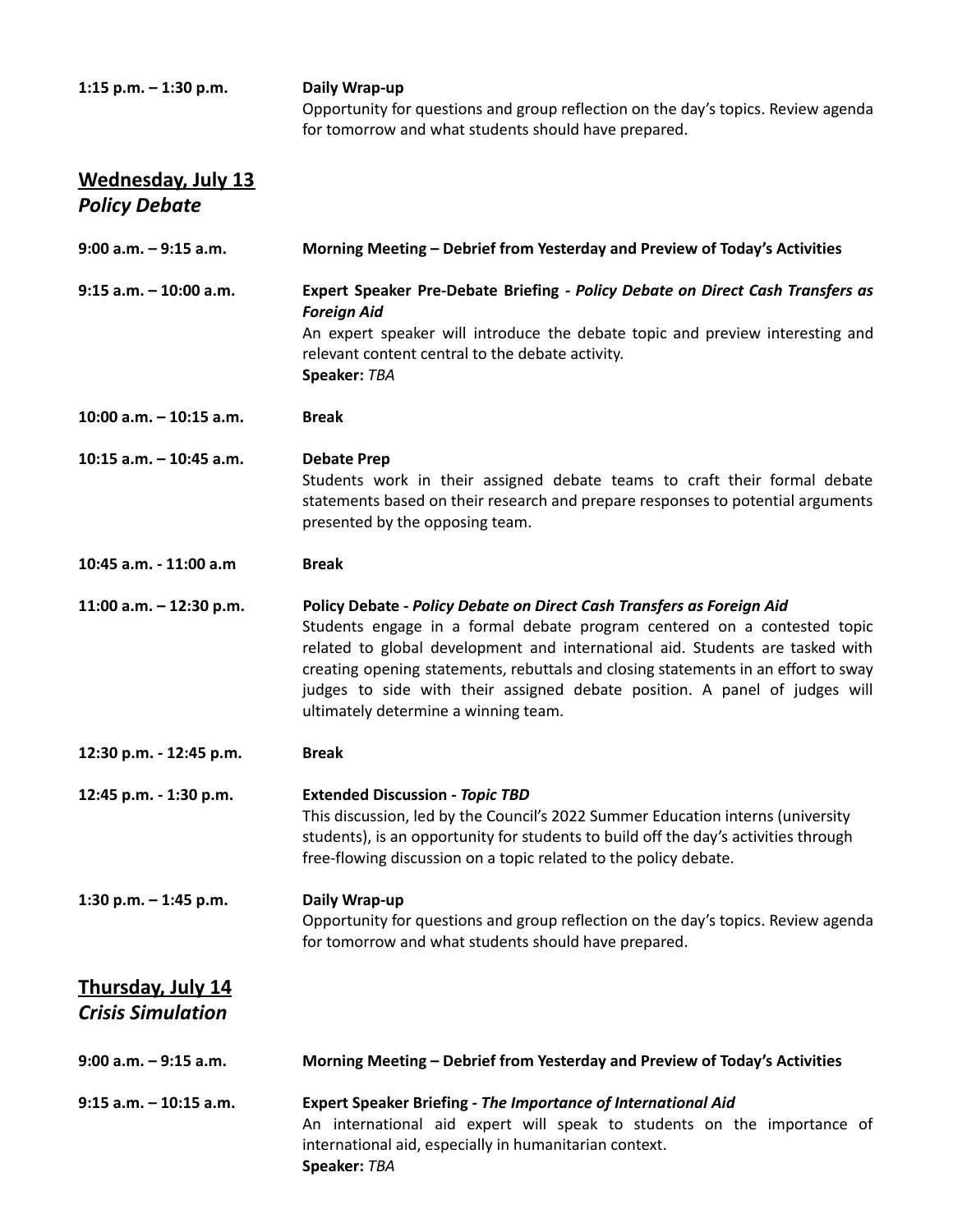**1:15 p.m. – 1:30 p.m.** **Daily Wrap-up**
Opportunity for questions and group reflection on the day's topics. Review agenda for tomorrow and what students should have prepared.

## Wednesday, July 13
### *Policy Debate*

**9:00 a.m. – 9:15 a.m.** **Morning Meeting – Debrief from Yesterday and Preview of Today's Activities**

**9:15 a.m. – 10:00 a.m.** **Expert Speaker Pre-Debate Briefing - *Policy Debate on Direct Cash Transfers as Foreign Aid***
An expert speaker will introduce the debate topic and preview interesting and relevant content central to the debate activity.
**Speaker:** *TBA*

**10:00 a.m. – 10:15 a.m.** **Break**

**10:15 a.m. – 10:45 a.m.** **Debate Prep**
Students work in their assigned debate teams to craft their formal debate statements based on their research and prepare responses to potential arguments presented by the opposing team.

**10:45 a.m. - 11:00 a.m** **Break**

**11:00 a.m. – 12:30 p.m.** **Policy Debate - *Policy Debate on Direct Cash Transfers as Foreign Aid***
Students engage in a formal debate program centered on a contested topic related to global development and international aid. Students are tasked with creating opening statements, rebuttals and closing statements in an effort to sway judges to side with their assigned debate position. A panel of judges will ultimately determine a winning team.

**12:30 p.m. - 12:45 p.m.** **Break**

**12:45 p.m. - 1:30 p.m.** **Extended Discussion - *Topic TBD***
This discussion, led by the Council's 2022 Summer Education interns (university students), is an opportunity for students to build off the day's activities through free-flowing discussion on a topic related to the policy debate.

**1:30 p.m. – 1:45 p.m.** **Daily Wrap-up**
Opportunity for questions and group reflection on the day's topics. Review agenda for tomorrow and what students should have prepared.

## Thursday, July 14
### *Crisis Simulation*

**9:00 a.m. – 9:15 a.m.** **Morning Meeting – Debrief from Yesterday and Preview of Today's Activities**

**9:15 a.m. – 10:15 a.m.** **Expert Speaker Briefing - *The Importance of International Aid***
An international aid expert will speak to students on the importance of international aid, especially in humanitarian context.
**Speaker:** *TBA*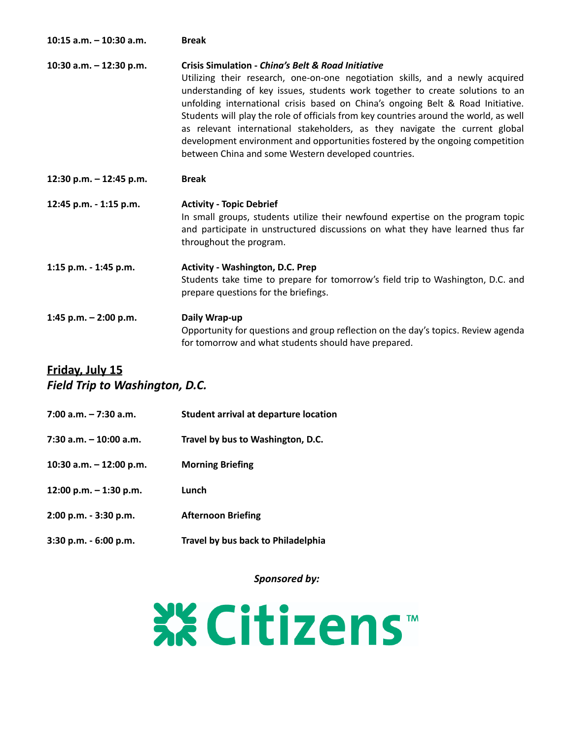**10:15 a.m. – 10:30 a.m.** **Break**

**10:30 a.m. – 12:30 p.m.** **Crisis Simulation - *China's Belt & Road Initiative***
Utilizing their research, one-on-one negotiation skills, and a newly acquired understanding of key issues, students work together to create solutions to an unfolding international crisis based on China's ongoing Belt & Road Initiative. Students will play the role of officials from key countries around the world, as well as relevant international stakeholders, as they navigate the current global development environment and opportunities fostered by the ongoing competition between China and some Western developed countries.

**12:30 p.m. – 12:45 p.m.** **Break**

**12:45 p.m. - 1:15 p.m.** **Activity - Topic Debrief**
In small groups, students utilize their newfound expertise on the program topic and participate in unstructured discussions on what they have learned thus far throughout the program.

**1:15 p.m. - 1:45 p.m.** **Activity - Washington, D.C. Prep**
Students take time to prepare for tomorrow's field trip to Washington, D.C. and prepare questions for the briefings.

**1:45 p.m. – 2:00 p.m.** **Daily Wrap-up**
Opportunity for questions and group reflection on the day's topics. Review agenda for tomorrow and what students should have prepared.

## Friday, July 15
### *Field Trip to Washington, D.C.*

**7:00 a.m. – 7:30 a.m.** **Student arrival at departure location**

**7:30 a.m. – 10:00 a.m.** **Travel by bus to Washington, D.C.**

**10:30 a.m. – 12:00 p.m.** **Morning Briefing**

**12:00 p.m. – 1:30 p.m.** **Lunch**

**2:00 p.m. - 3:30 p.m.** **Afternoon Briefing**

**3:30 p.m. - 6:00 p.m.** **Travel by bus back to Philadelphia**

***Sponsored by:***

Citizens™